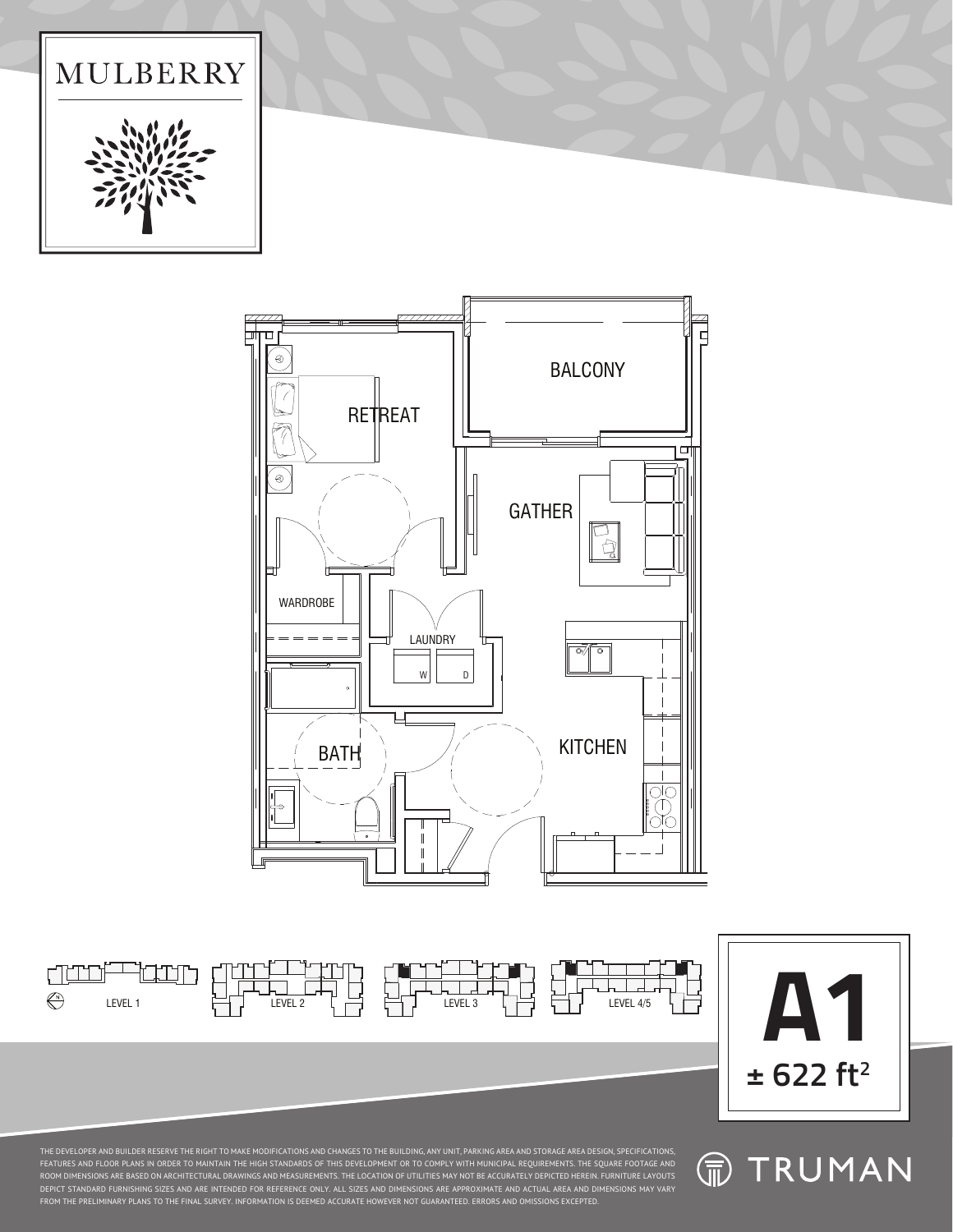# MULBERRY

RETREAT

BALCONY

GATHER

WARDROBE

LAUNDRY

W D

BATH

KITCHEN

LEVEL 1

LEVEL 2

LEVEL 3

LEVEL 4/5

# A1

**± 622 ft²**

THE DEVELOPER AND BUILDER RESERVE THE RIGHT TO MAKE MODIFICATIONS AND CHANGES TO THE BUILDING, ANY UNIT, PARKING AREA AND STORAGE AREA DESIGN, SPECIFICATIONS, FEATURES AND FLOOR PLANS IN ORDER TO MAINTAIN THE HIGH STANDARDS OF THIS DEVELOPMENT OR TO COMPLY WITH MUNICIPAL REQUIREMENTS. THE SQUARE FOOTAGE AND ROOM DIMENSIONS ARE BASED ON ARCHITECTURAL DRAWINGS AND MEASUREMENTS. THE LOCATION OF UTILITIES MAY NOT BE ACCURATELY DEPICTED HEREIN. FURNITURE LAYOUTS DEPICT STANDARD FURNISHING SIZES AND ARE INTENDED FOR REFERENCE ONLY. ALL SIZES AND DIMENSIONS ARE APPROXIMATE AND ACTUAL AREA AND DIMENSIONS MAY VARY FROM THE PRELIMINARY PLANS TO THE FINAL SURVEY. INFORMATION IS DEEMED ACCURATE HOWEVER NOT GUARANTEED. ERRORS AND OMISSIONS EXCEPTED.

TRUMAN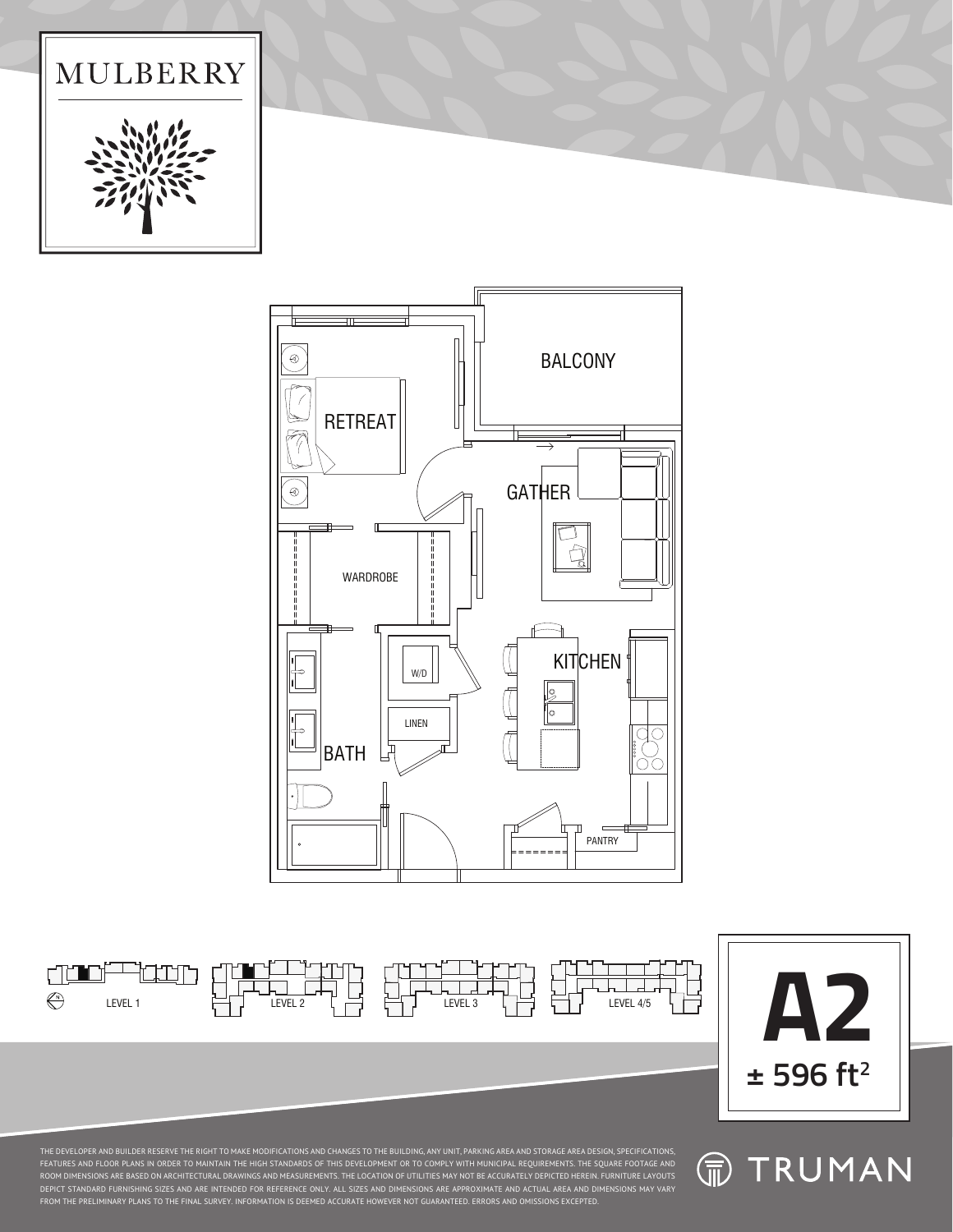# MULBERRY

BALCONY

RETREAT

GATHER

WARDROBE

W/D

KITCHEN

LINEN

BATH

PANTRY

LEVEL 1

LEVEL 2

LEVEL 3

LEVEL 4/5

# A2

**± 596 ft²**

THE DEVELOPER AND BUILDER RESERVE THE RIGHT TO MAKE MODIFICATIONS AND CHANGES TO THE BUILDING, ANY UNIT, PARKING AREA AND STORAGE AREA DESIGN, SPECIFICATIONS, FEATURES AND FLOOR PLANS IN ORDER TO MAINTAIN THE HIGH STANDARDS OF THIS DEVELOPMENT OR TO COMPLY WITH MUNICIPAL REQUIREMENTS. THE SQUARE FOOTAGE AND ROOM DIMENSIONS ARE BASED ON ARCHITECTURAL DRAWINGS AND MEASUREMENTS. THE LOCATION OF UTILITIES MAY NOT BE ACCURATELY DEPICTED HEREIN. FURNITURE LAYOUTS DEPICT STANDARD FURNISHING SIZES AND ARE INTENDED FOR REFERENCE ONLY. ALL SIZES AND DIMENSIONS ARE APPROXIMATE AND ACTUAL AREA AND DIMENSIONS MAY VARY FROM THE PRELIMINARY PLANS TO THE FINAL SURVEY. INFORMATION IS DEEMED ACCURATE HOWEVER NOT GUARANTEED. ERRORS AND OMISSIONS EXCEPTED.

TRUMAN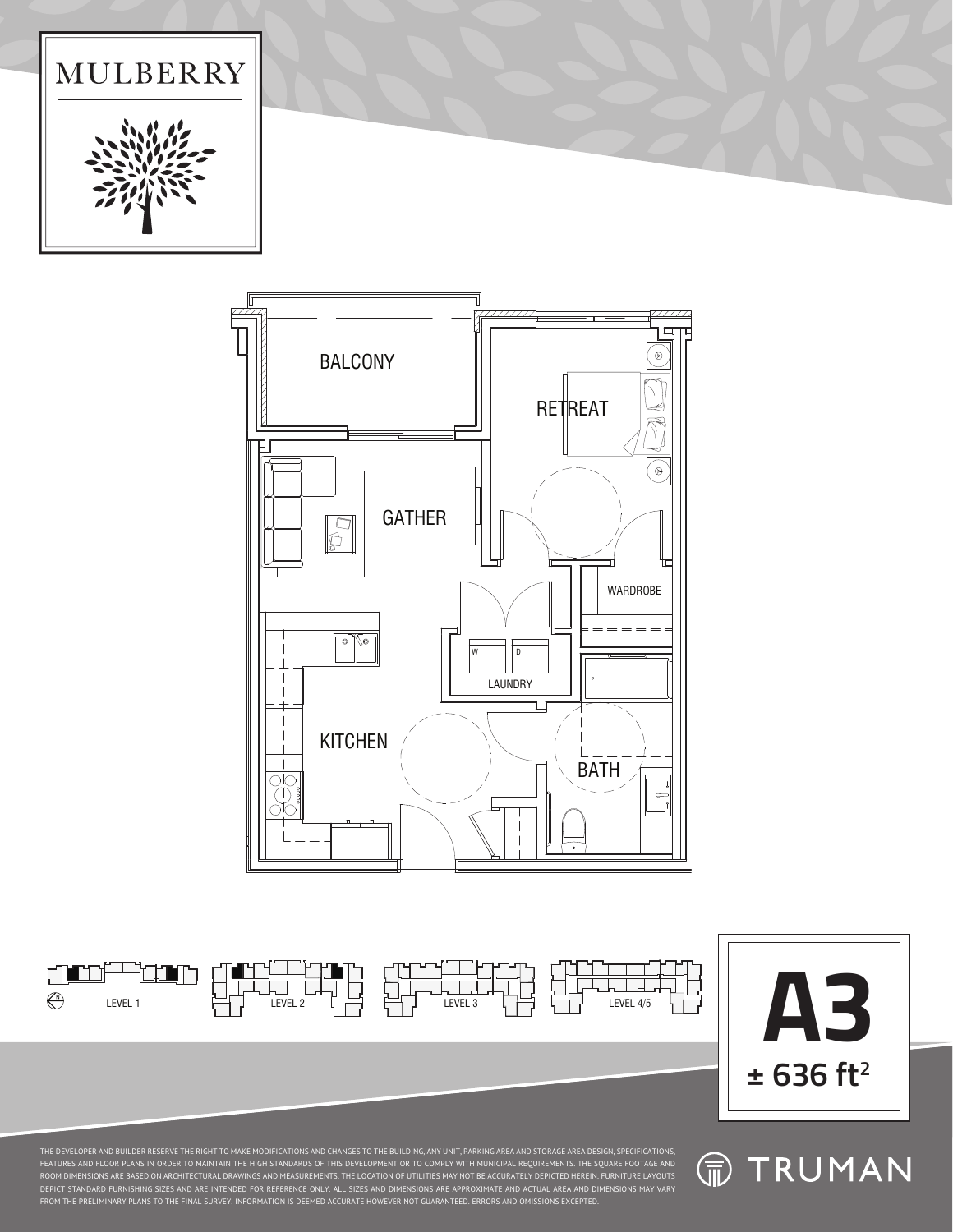# MULBERRY

BALCONY

RETREAT

GATHER

WARDROBE

W

D

LAUNDRY

KITCHEN

BATH

LEVEL 1

LEVEL 2

LEVEL 3

LEVEL 4/5

# A3

**± 636 ft²**

THE DEVELOPER AND BUILDER RESERVE THE RIGHT TO MAKE MODIFICATIONS AND CHANGES TO THE BUILDING, ANY UNIT, PARKING AREA AND STORAGE AREA DESIGN, SPECIFICATIONS, FEATURES AND FLOOR PLANS IN ORDER TO MAINTAIN THE HIGH STANDARDS OF THIS DEVELOPMENT OR TO COMPLY WITH MUNICIPAL REQUIREMENTS. THE SQUARE FOOTAGE AND ROOM DIMENSIONS ARE BASED ON ARCHITECTURAL DRAWINGS AND MEASUREMENTS. THE LOCATION OF UTILITIES MAY NOT BE ACCURATELY DEPICTED HEREIN. FURNITURE LAYOUTS DEPICT STANDARD FURNISHING SIZES AND ARE INTENDED FOR REFERENCE ONLY. ALL SIZES AND DIMENSIONS ARE APPROXIMATE AND ACTUAL AREA AND DIMENSIONS MAY VARY FROM THE PRELIMINARY PLANS TO THE FINAL SURVEY. INFORMATION IS DEEMED ACCURATE HOWEVER NOT GUARANTEED. ERRORS AND OMISSIONS EXCEPTED.

TRUMAN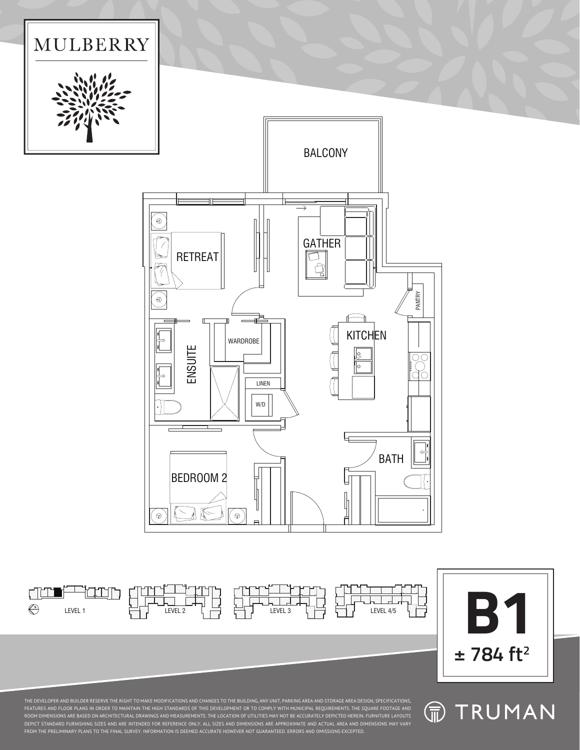# MULBERRY

BALCONY

RETREAT

GATHER

PANTRY

WARDROBE

ENSUITE

KITCHEN

LINEN

W/D

BATH

BEDROOM 2

LEVEL 1

LEVEL 2

LEVEL 3

LEVEL 4/5

# B1

**± 784 ft²**

THE DEVELOPER AND BUILDER RESERVE THE RIGHT TO MAKE MODIFICATIONS AND CHANGES TO THE BUILDING, ANY UNIT, PARKING AREA AND STORAGE AREA DESIGN, SPECIFICATIONS, FEATURES AND FLOOR PLANS IN ORDER TO MAINTAIN THE HIGH STANDARDS OF THIS DEVELOPMENT OR TO COMPLY WITH MUNICIPAL REQUIREMENTS. THE SQUARE FOOTAGE AND ROOM DIMENSIONS ARE BASED ON ARCHITECTURAL DRAWINGS AND MEASUREMENTS. THE LOCATION OF UTILITIES MAY NOT BE ACCURATELY DEPICTED HEREIN. FURNITURE LAYOUTS DEPICT STANDARD FURNISHING SIZES AND ARE INTENDED FOR REFERENCE ONLY. ALL SIZES AND DIMENSIONS ARE APPROXIMATE AND ACTUAL AREA AND DIMENSIONS MAY VARY FROM THE PRELIMINARY PLANS TO THE FINAL SURVEY. INFORMATION IS DEEMED ACCURATE HOWEVER NOT GUARANTEED. ERRORS AND OMISSIONS EXCEPTED.

TRUMAN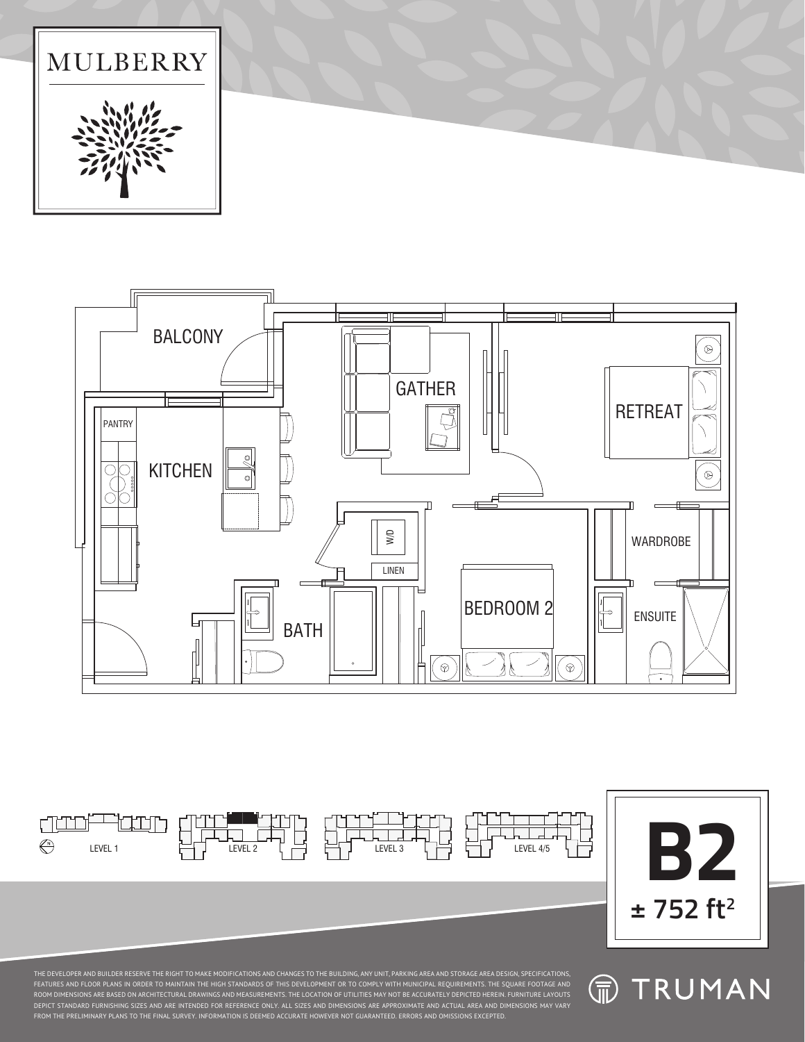MULBERRY

BALCONY

PANTRY

KITCHEN

GATHER

RETREAT

W/D

LINEN

WARDROBE

BEDROOM 2

BATH

ENSUITE

LEVEL 1

LEVEL 2

LEVEL 3

LEVEL 4/5

# B2

**± 752 ft²**

THE DEVELOPER AND BUILDER RESERVE THE RIGHT TO MAKE MODIFICATIONS AND CHANGES TO THE BUILDING, ANY UNIT, PARKING AREA AND STORAGE AREA DESIGN, SPECIFICATIONS, FEATURES AND FLOOR PLANS IN ORDER TO MAINTAIN THE HIGH STANDARDS OF THIS DEVELOPMENT OR TO COMPLY WITH MUNICIPAL REQUIREMENTS. THE SQUARE FOOTAGE AND ROOM DIMENSIONS ARE BASED ON ARCHITECTURAL DRAWINGS AND MEASUREMENTS. THE LOCATION OF UTILITIES MAY NOT BE ACCURATELY DEPICTED HEREIN. FURNITURE LAYOUTS DEPICT STANDARD FURNISHING SIZES AND ARE INTENDED FOR REFERENCE ONLY. ALL SIZES AND DIMENSIONS ARE APPROXIMATE AND ACTUAL AREA AND DIMENSIONS MAY VARY FROM THE PRELIMINARY PLANS TO THE FINAL SURVEY. INFORMATION IS DEEMED ACCURATE HOWEVER NOT GUARANTEED. ERRORS AND OMISSIONS EXCEPTED.

TRUMAN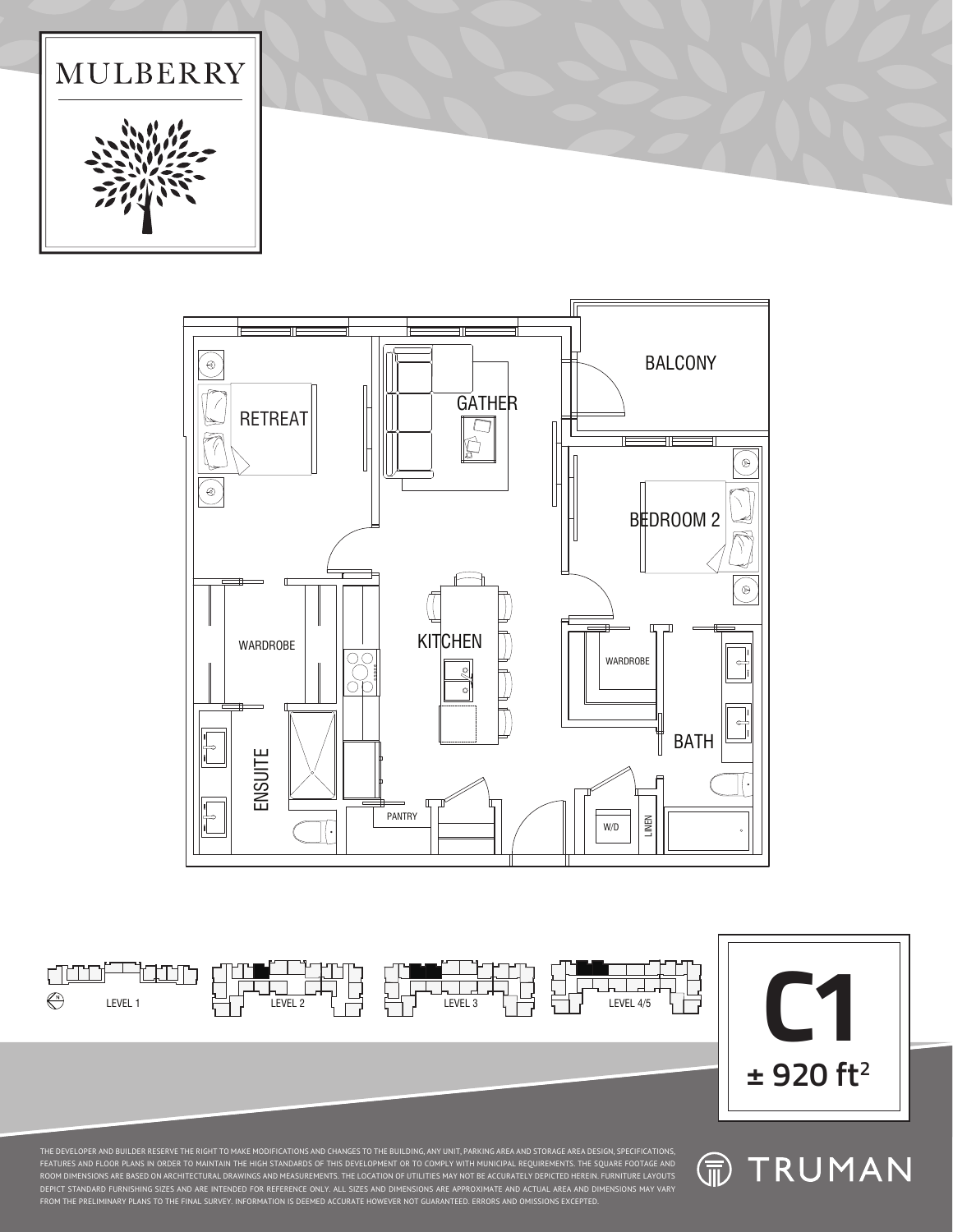# MULBERRY

RETREAT

GATHER

BALCONY

BEDROOM 2

WARDROBE

KITCHEN

WARDROBE

BATH

ENSUITE

PANTRY

W/D

LINEN

LEVEL 1

LEVEL 2

LEVEL 3

LEVEL 4/5

# C1

**± 920 ft$^2$**

THE DEVELOPER AND BUILDER RESERVE THE RIGHT TO MAKE MODIFICATIONS AND CHANGES TO THE BUILDING, ANY UNIT, PARKING AREA AND STORAGE AREA DESIGN, SPECIFICATIONS, FEATURES AND FLOOR PLANS IN ORDER TO MAINTAIN THE HIGH STANDARDS OF THIS DEVELOPMENT OR TO COMPLY WITH MUNICIPAL REQUIREMENTS. THE SQUARE FOOTAGE AND ROOM DIMENSIONS ARE BASED ON ARCHITECTURAL DRAWINGS AND MEASUREMENTS. THE LOCATION OF UTILITIES MAY NOT BE ACCURATELY DEPICTED HEREIN. FURNITURE LAYOUTS DEPICT STANDARD FURNISHING SIZES AND ARE INTENDED FOR REFERENCE ONLY. ALL SIZES AND DIMENSIONS ARE APPROXIMATE AND ACTUAL AREA AND DIMENSIONS MAY VARY FROM THE PRELIMINARY PLANS TO THE FINAL SURVEY. INFORMATION IS DEEMED ACCURATE HOWEVER NOT GUARANTEED. ERRORS AND OMISSIONS EXCEPTED.

TRUMAN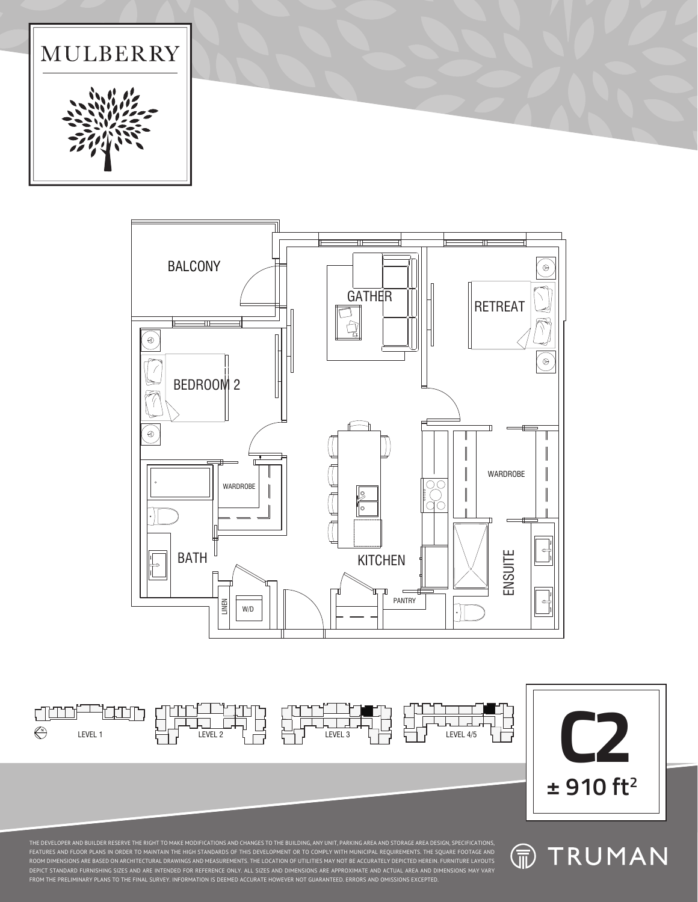MULBERRY

BALCONY

GATHER

RETREAT

BEDROOM 2

WARDROBE

WARDROBE

BATH

KITCHEN

ENSUITE

LINEN

W/D

PANTRY

LEVEL 1

LEVEL 2

LEVEL 3

LEVEL 4/5

# C2

**± 910 ft²**

THE DEVELOPER AND BUILDER RESERVE THE RIGHT TO MAKE MODIFICATIONS AND CHANGES TO THE BUILDING, ANY UNIT, PARKING AREA AND STORAGE AREA DESIGN, SPECIFICATIONS, FEATURES AND FLOOR PLANS IN ORDER TO MAINTAIN THE HIGH STANDARDS OF THIS DEVELOPMENT OR TO COMPLY WITH MUNICIPAL REQUIREMENTS. THE SQUARE FOOTAGE AND ROOM DIMENSIONS ARE BASED ON ARCHITECTURAL DRAWINGS AND MEASUREMENTS. THE LOCATION OF UTILITIES MAY NOT BE ACCURATELY DEPICTED HEREIN. FURNITURE LAYOUTS DEPICT STANDARD FURNISHING SIZES AND ARE INTENDED FOR REFERENCE ONLY. ALL SIZES AND DIMENSIONS ARE APPROXIMATE AND ACTUAL AREA AND DIMENSIONS MAY VARY FROM THE PRELIMINARY PLANS TO THE FINAL SURVEY. INFORMATION IS DEEMED ACCURATE HOWEVER NOT GUARANTEED. ERRORS AND OMISSIONS EXCEPTED.

TRUMAN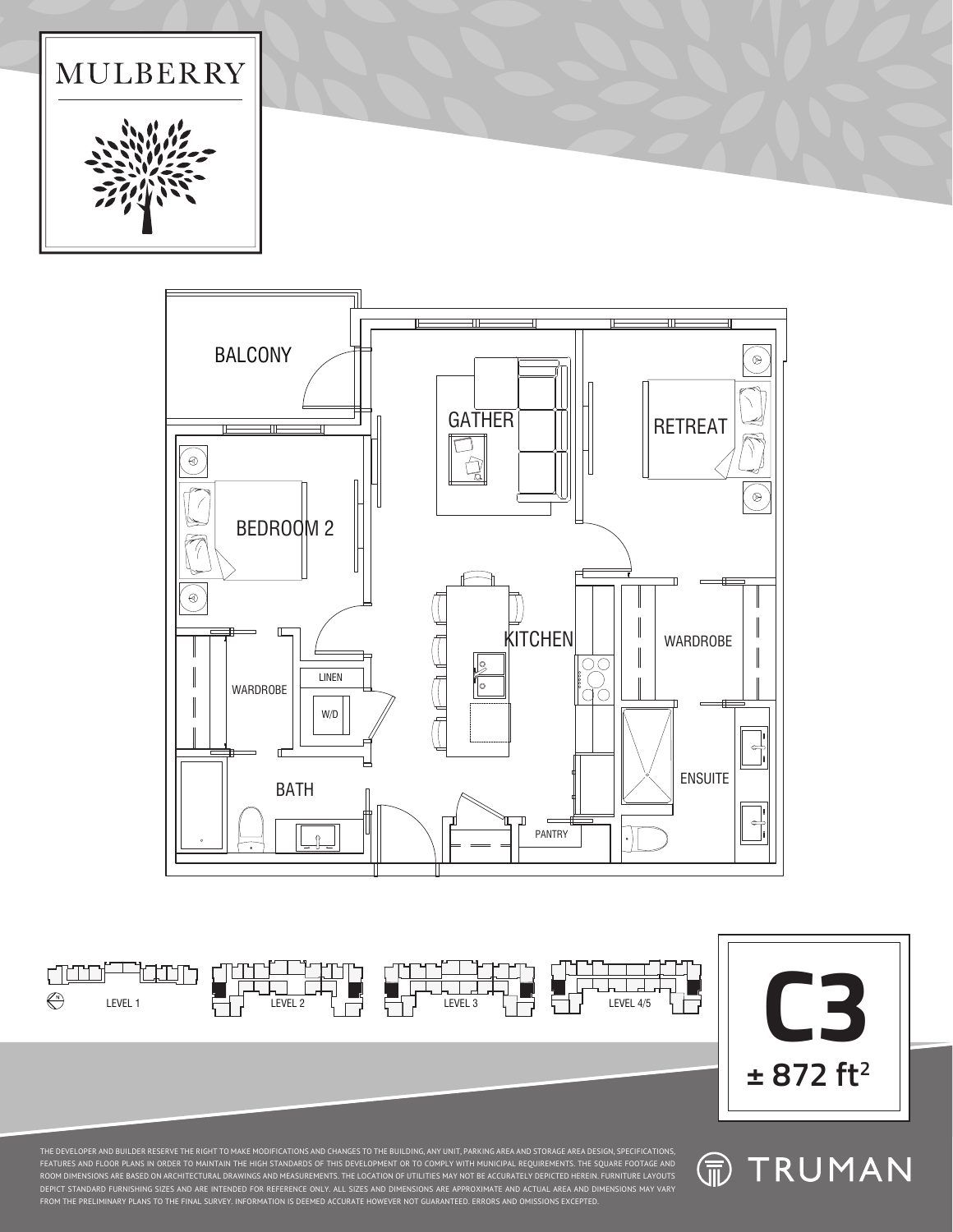# MULBERRY

BALCONY

GATHER

RETREAT

BEDROOM 2

KITCHEN

WARDROBE

LINEN

W/D

WARDROBE

BATH

ENSUITE

PANTRY

LEVEL 1

LEVEL 2

LEVEL 3

LEVEL 4/5

# C3

**± 872 ft²**

THE DEVELOPER AND BUILDER RESERVE THE RIGHT TO MAKE MODIFICATIONS AND CHANGES TO THE BUILDING, ANY UNIT, PARKING AREA AND STORAGE AREA DESIGN, SPECIFICATIONS, FEATURES AND FLOOR PLANS IN ORDER TO MAINTAIN THE HIGH STANDARDS OF THIS DEVELOPMENT OR TO COMPLY WITH MUNICIPAL REQUIREMENTS. THE SQUARE FOOTAGE AND ROOM DIMENSIONS ARE BASED ON ARCHITECTURAL DRAWINGS AND MEASUREMENTS. THE LOCATION OF UTILITIES MAY NOT BE ACCURATELY DEPICTED HEREIN. FURNITURE LAYOUTS DEPICT STANDARD FURNISHING SIZES AND ARE INTENDED FOR REFERENCE ONLY. ALL SIZES AND DIMENSIONS ARE APPROXIMATE AND ACTUAL AREA AND DIMENSIONS MAY VARY FROM THE PRELIMINARY PLANS TO THE FINAL SURVEY. INFORMATION IS DEEMED ACCURATE HOWEVER NOT GUARANTEED. ERRORS AND OMISSIONS EXCEPTED.

TRUMAN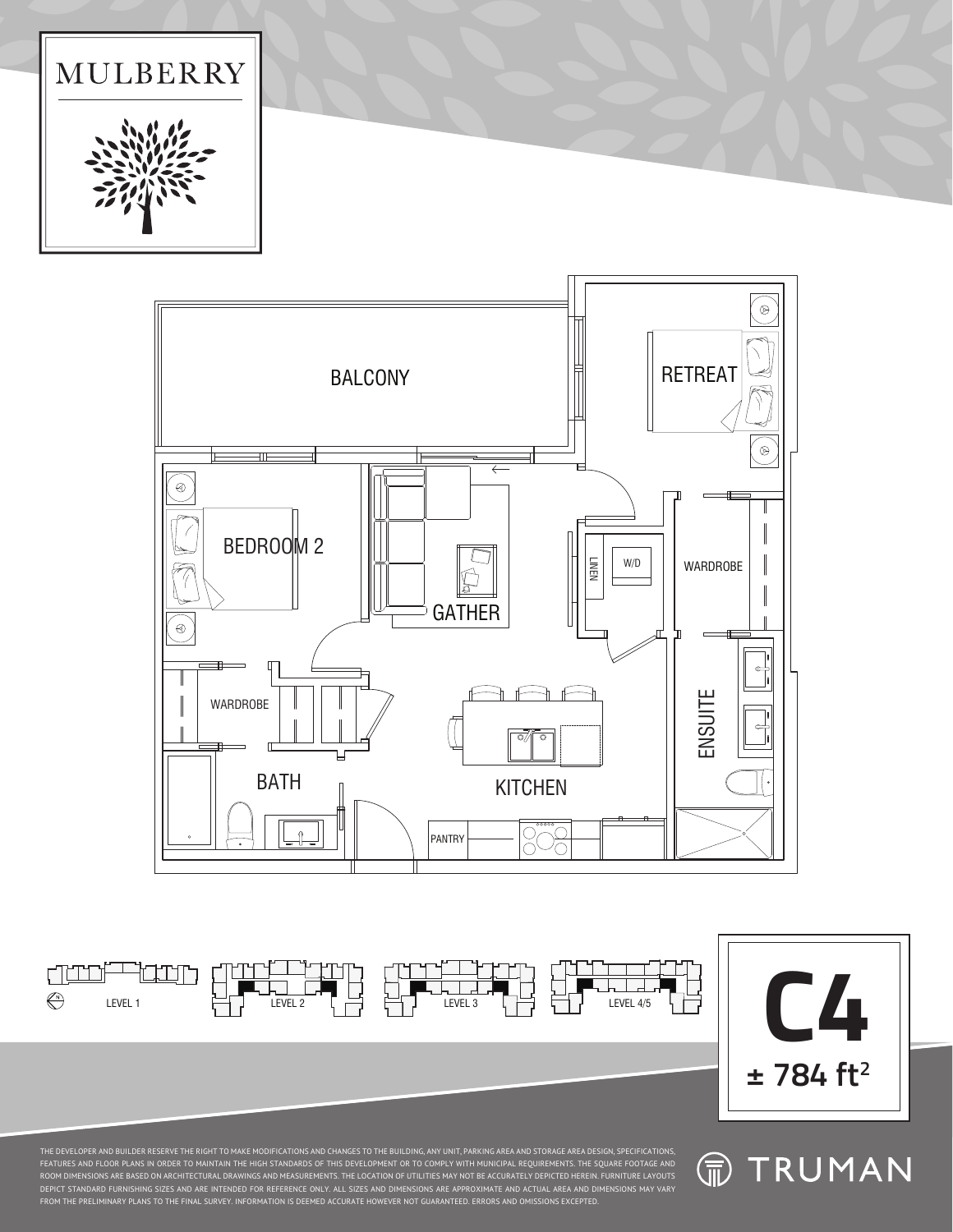# MULBERRY

BALCONY

RETREAT

BEDROOM 2

GATHER

LINEN

W/D

WARDROBE

WARDROBE

ENSUITE

BATH

KITCHEN

PANTRY

LEVEL 1

LEVEL 2

LEVEL 3

LEVEL 4/5

# C4

**± 784 ft²**

THE DEVELOPER AND BUILDER RESERVE THE RIGHT TO MAKE MODIFICATIONS AND CHANGES TO THE BUILDING, ANY UNIT, PARKING AREA AND STORAGE AREA DESIGN, SPECIFICATIONS, FEATURES AND FLOOR PLANS IN ORDER TO MAINTAIN THE HIGH STANDARDS OF THIS DEVELOPMENT OR TO COMPLY WITH MUNICIPAL REQUIREMENTS. THE SQUARE FOOTAGE AND ROOM DIMENSIONS ARE BASED ON ARCHITECTURAL DRAWINGS AND MEASUREMENTS. THE LOCATION OF UTILITIES MAY NOT BE ACCURATELY DEPICTED HEREIN. FURNITURE LAYOUTS DEPICT STANDARD FURNISHING SIZES AND ARE INTENDED FOR REFERENCE ONLY. ALL SIZES AND DIMENSIONS ARE APPROXIMATE AND ACTUAL AREA AND DIMENSIONS MAY VARY FROM THE PRELIMINARY PLANS TO THE FINAL SURVEY. INFORMATION IS DEEMED ACCURATE HOWEVER NOT GUARANTEED. ERRORS AND OMISSIONS EXCEPTED.

TRUMAN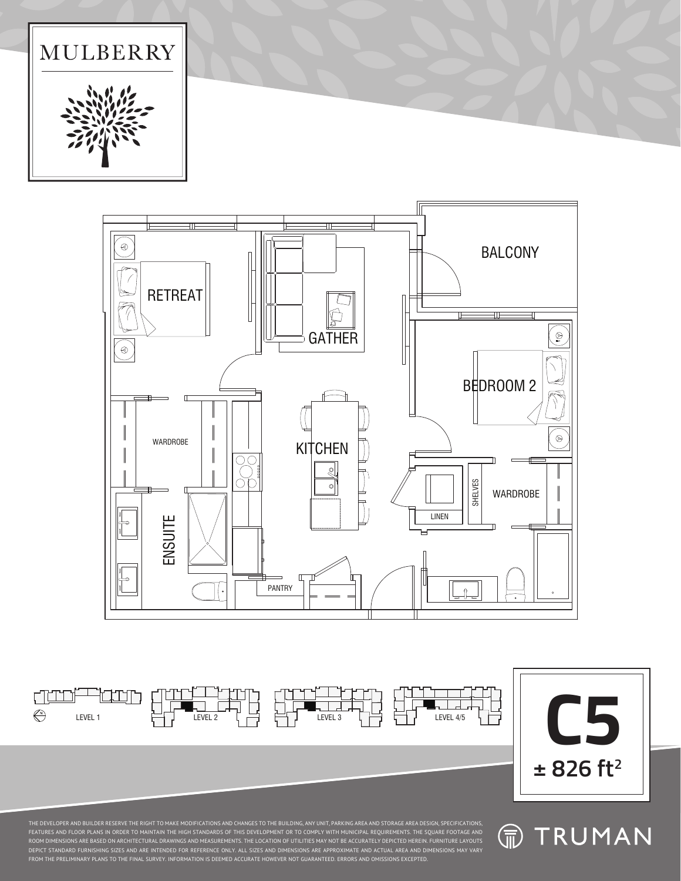# MULBERRY

RETREAT

GATHER

BALCONY

BEDROOM 2

WARDROBE

KITCHEN

ENSUITE

SHELVES

WARDROBE

LINEN

PANTRY

LEVEL 1

LEVEL 2

LEVEL 3

LEVEL 4/5

# C5

**± 826 ft²**

THE DEVELOPER AND BUILDER RESERVE THE RIGHT TO MAKE MODIFICATIONS AND CHANGES TO THE BUILDING, ANY UNIT, PARKING AREA AND STORAGE AREA DESIGN, SPECIFICATIONS, FEATURES AND FLOOR PLANS IN ORDER TO MAINTAIN THE HIGH STANDARDS OF THIS DEVELOPMENT OR TO COMPLY WITH MUNICIPAL REQUIREMENTS. THE SQUARE FOOTAGE AND ROOM DIMENSIONS ARE BASED ON ARCHITECTURAL DRAWINGS AND MEASUREMENTS. THE LOCATION OF UTILITIES MAY NOT BE ACCURATELY DEPICTED HEREIN. FURNITURE LAYOUTS DEPICT STANDARD FURNISHING SIZES AND ARE INTENDED FOR REFERENCE ONLY. ALL SIZES AND DIMENSIONS ARE APPROXIMATE AND ACTUAL AREA AND DIMENSIONS MAY VARY FROM THE PRELIMINARY PLANS TO THE FINAL SURVEY. INFORMATION IS DEEMED ACCURATE HOWEVER NOT GUARANTEED. ERRORS AND OMISSIONS EXCEPTED.

TRUMAN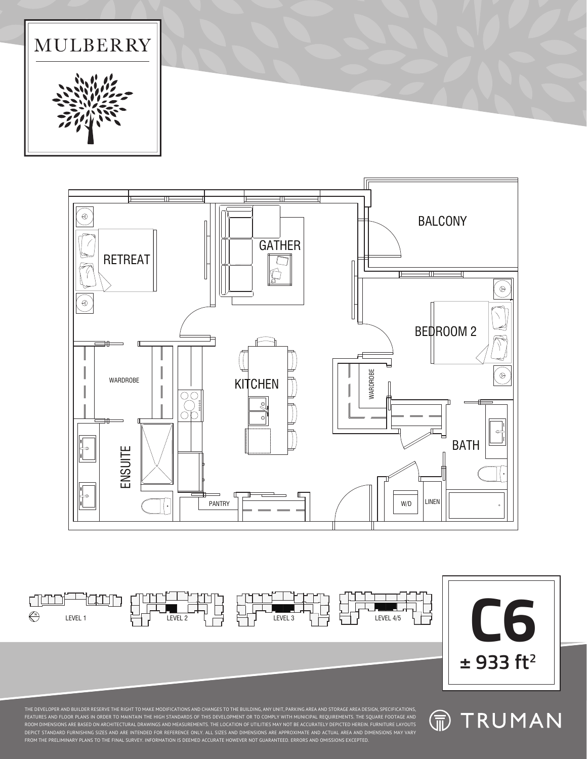# MULBERRY

BALCONY

GATHER

RETREAT

BEDROOM 2

WARDROBE

KITCHEN

WARDROBE

BATH

ENSUITE

PANTRY

W/D

LINEN

LEVEL 1

LEVEL 2

LEVEL 3

LEVEL 4/5

# C6

**± 933 ft²**

THE DEVELOPER AND BUILDER RESERVE THE RIGHT TO MAKE MODIFICATIONS AND CHANGES TO THE BUILDING, ANY UNIT, PARKING AREA AND STORAGE AREA DESIGN, SPECIFICATIONS, FEATURES AND FLOOR PLANS IN ORDER TO MAINTAIN THE HIGH STANDARDS OF THIS DEVELOPMENT OR TO COMPLY WITH MUNICIPAL REQUIREMENTS. THE SQUARE FOOTAGE AND ROOM DIMENSIONS ARE BASED ON ARCHITECTURAL DRAWINGS AND MEASUREMENTS. THE LOCATION OF UTILITIES MAY NOT BE ACCURATELY DEPICTED HEREIN. FURNITURE LAYOUTS DEPICT STANDARD FURNISHING SIZES AND ARE INTENDED FOR REFERENCE ONLY. ALL SIZES AND DIMENSIONS ARE APPROXIMATE AND ACTUAL AREA AND DIMENSIONS MAY VARY FROM THE PRELIMINARY PLANS TO THE FINAL SURVEY. INFORMATION IS DEEMED ACCURATE HOWEVER NOT GUARANTEED. ERRORS AND OMISSIONS EXCEPTED.

TRUMAN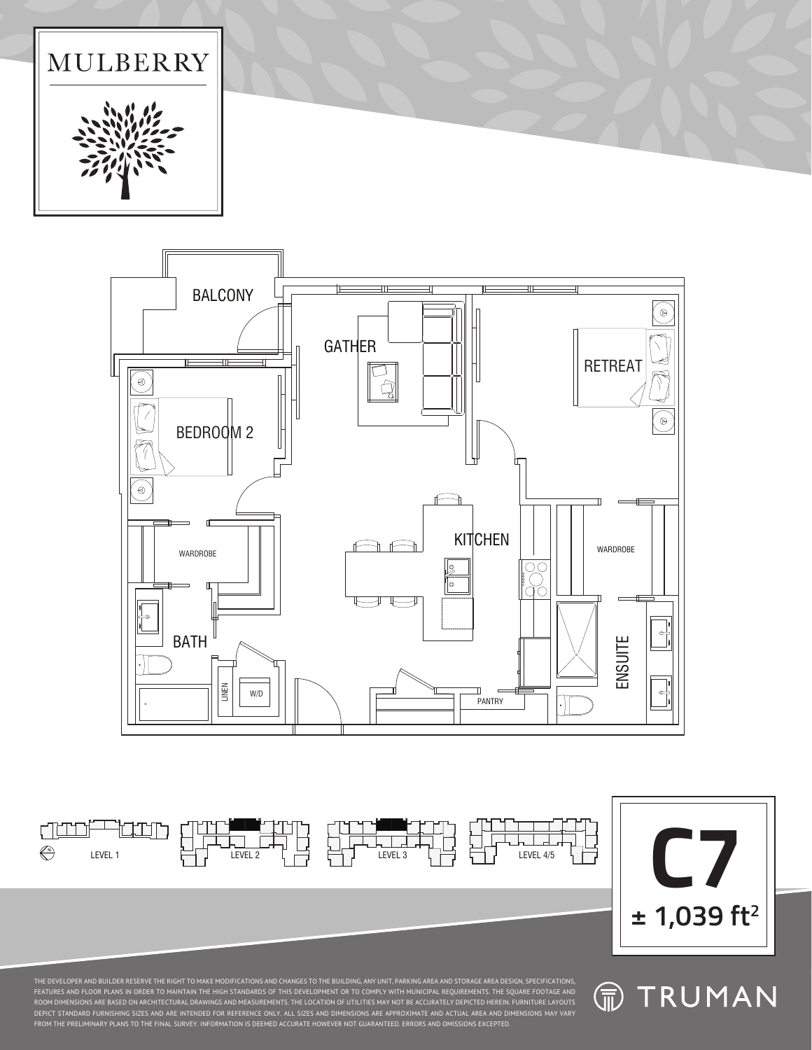# MULBERRY

BALCONY

GATHER

RETREAT

BEDROOM 2

WARDROBE

KITCHEN

WARDROBE

BATH

LINEN

W/D

PANTRY

ENSUITE

LEVEL 1

LEVEL 2

LEVEL 3

LEVEL 4/5

# C7

## ± 1,039 ft²

THE DEVELOPER AND BUILDER RESERVE THE RIGHT TO MAKE MODIFICATIONS AND CHANGES TO THE BUILDING, ANY UNIT, PARKING AREA AND STORAGE AREA DESIGN, SPECIFICATIONS, FEATURES AND FLOOR PLANS IN ORDER TO MAINTAIN THE HIGH STANDARDS OF THIS DEVELOPMENT OR TO COMPLY WITH MUNICIPAL REQUIREMENTS. THE SQUARE FOOTAGE AND ROOM DIMENSIONS ARE BASED ON ARCHITECTURAL DRAWINGS AND MEASUREMENTS. THE LOCATION OF UTILITIES MAY NOT BE ACCURATELY DEPICTED HEREIN. FURNITURE LAYOUTS DEPICT STANDARD FURNISHING SIZES AND ARE INTENDED FOR REFERENCE ONLY. ALL SIZES AND DIMENSIONS ARE APPROXIMATE AND ACTUAL AREA AND DIMENSIONS MAY VARY FROM THE PRELIMINARY PLANS TO THE FINAL SURVEY. INFORMATION IS DEEMED ACCURATE HOWEVER NOT GUARANTEED. ERRORS AND OMISSIONS EXCEPTED.

TRUMAN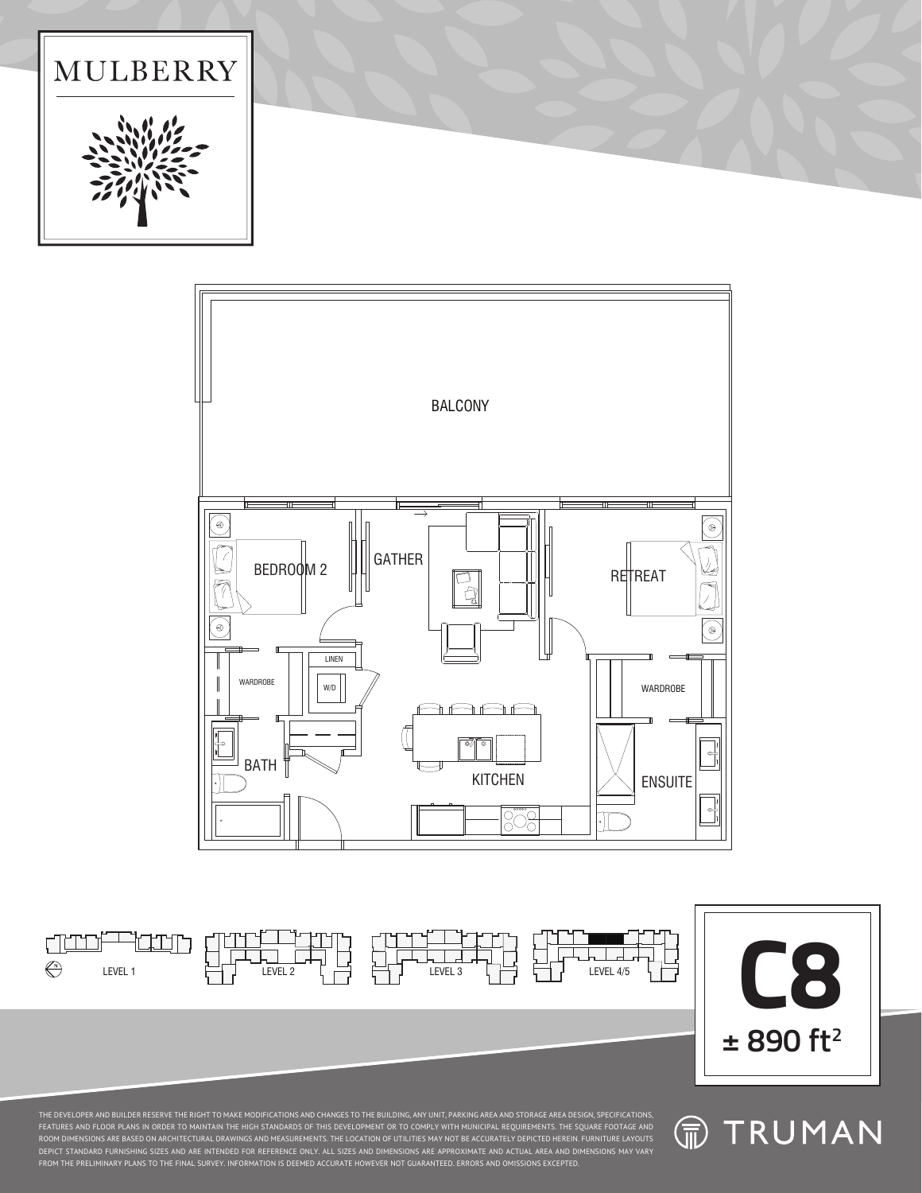# MULBERRY

BALCONY

BEDROOM 2

GATHER

RETREAT

LINEN

WARDROBE

W/D

WARDROBE

BATH

KITCHEN

ENSUITE

LEVEL 1

LEVEL 2

LEVEL 3

LEVEL 4/5

# C8

**± 890 ft²**

THE DEVELOPER AND BUILDER RESERVE THE RIGHT TO MAKE MODIFICATIONS AND CHANGES TO THE BUILDING, ANY UNIT, PARKING AREA AND STORAGE AREA DESIGN, SPECIFICATIONS, FEATURES AND FLOOR PLANS IN ORDER TO MAINTAIN THE HIGH STANDARDS OF THIS DEVELOPMENT OR TO COMPLY WITH MUNICIPAL REQUIREMENTS. THE SQUARE FOOTAGE AND ROOM DIMENSIONS ARE BASED ON ARCHITECTURAL DRAWINGS AND MEASUREMENTS. THE LOCATION OF UTILITIES MAY NOT BE ACCURATELY DEPICTED HEREIN. FURNITURE LAYOUTS DEPICT STANDARD FURNISHING SIZES AND ARE INTENDED FOR REFERENCE ONLY. ALL SIZES AND DIMENSIONS ARE APPROXIMATE AND ACTUAL AREA AND DIMENSIONS MAY VARY FROM THE PRELIMINARY PLANS TO THE FINAL SURVEY. INFORMATION IS DEEMED ACCURATE HOWEVER NOT GUARANTEED. ERRORS AND OMISSIONS EXCEPTED.

TRUMAN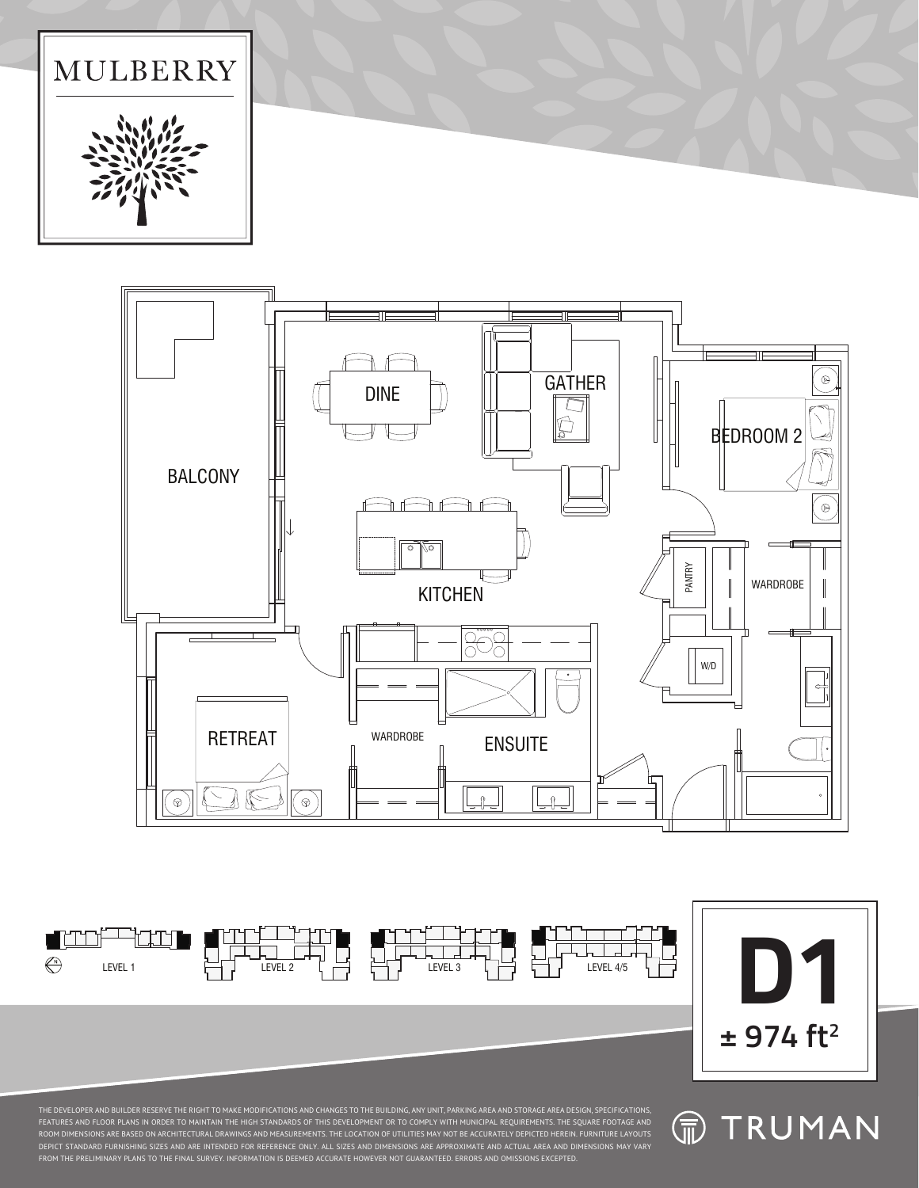# MULBERRY

BALCONY

DINE

GATHER

BEDROOM 2

KITCHEN

PANTRY

WARDROBE

W/D

RETREAT

WARDROBE

ENSUITE

LEVEL 1

LEVEL 2

LEVEL 3

LEVEL 4/5

# D1

**± 974 ft²**

THE DEVELOPER AND BUILDER RESERVE THE RIGHT TO MAKE MODIFICATIONS AND CHANGES TO THE BUILDING, ANY UNIT, PARKING AREA AND STORAGE AREA DESIGN, SPECIFICATIONS, FEATURES AND FLOOR PLANS IN ORDER TO MAINTAIN THE HIGH STANDARDS OF THIS DEVELOPMENT OR TO COMPLY WITH MUNICIPAL REQUIREMENTS. THE SQUARE FOOTAGE AND ROOM DIMENSIONS ARE BASED ON ARCHITECTURAL DRAWINGS AND MEASUREMENTS. THE LOCATION OF UTILITIES MAY NOT BE ACCURATELY DEPICTED HEREIN. FURNITURE LAYOUTS DEPICT STANDARD FURNISHING SIZES AND ARE INTENDED FOR REFERENCE ONLY. ALL SIZES AND DIMENSIONS ARE APPROXIMATE AND ACTUAL AREA AND DIMENSIONS MAY VARY FROM THE PRELIMINARY PLANS TO THE FINAL SURVEY. INFORMATION IS DEEMED ACCURATE HOWEVER NOT GUARANTEED. ERRORS AND OMISSIONS EXCEPTED.

TRUMAN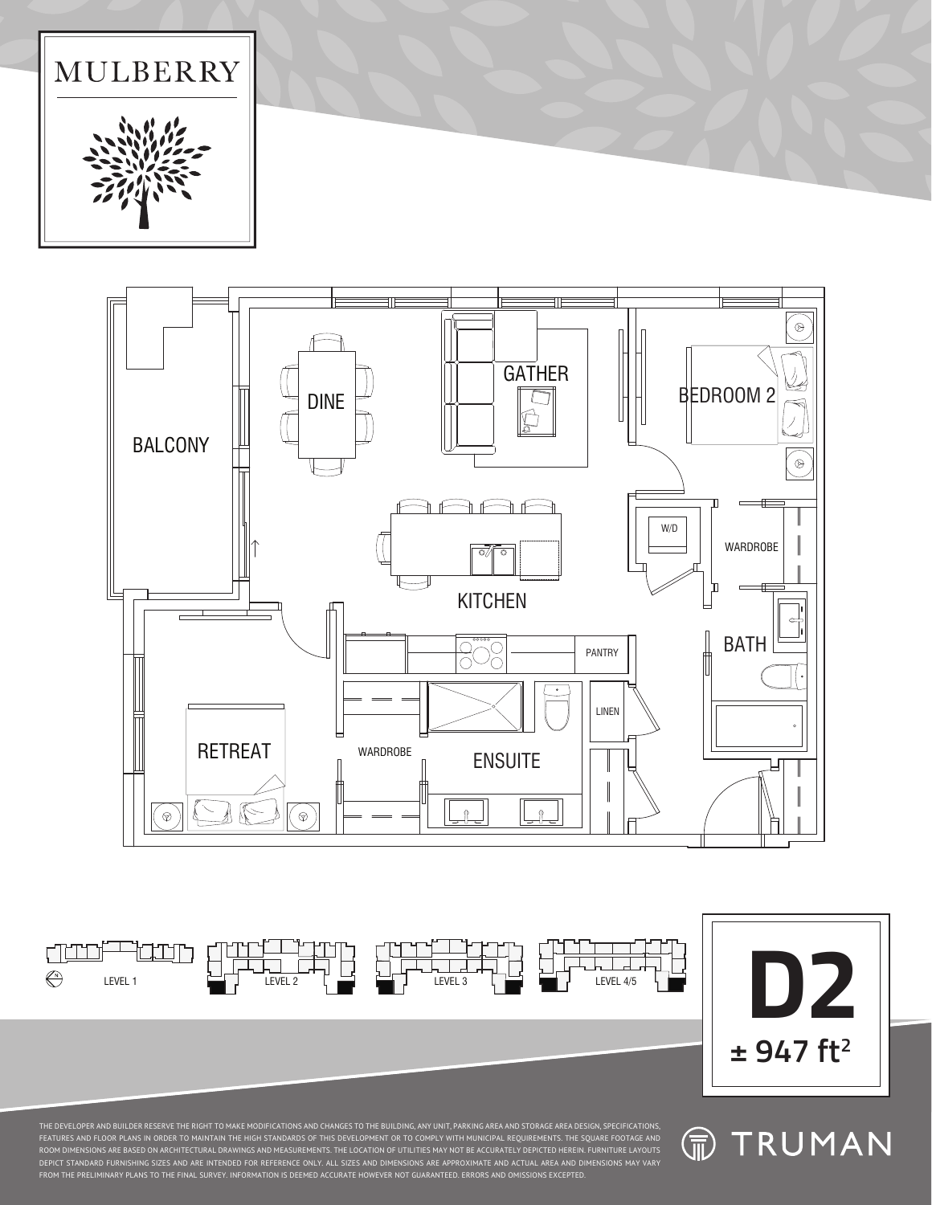# MULBERRY

BALCONY

DINE

GATHER

BEDROOM 2

W/D

WARDROBE

KITCHEN

PANTRY

BATH

LINEN

RETREAT

WARDROBE

ENSUITE

LEVEL 1

LEVEL 2

LEVEL 3

LEVEL 4/5

# D2

**± 947 ft²**

THE DEVELOPER AND BUILDER RESERVE THE RIGHT TO MAKE MODIFICATIONS AND CHANGES TO THE BUILDING, ANY UNIT, PARKING AREA AND STORAGE AREA DESIGN, SPECIFICATIONS, FEATURES AND FLOOR PLANS IN ORDER TO MAINTAIN THE HIGH STANDARDS OF THIS DEVELOPMENT OR TO COMPLY WITH MUNICIPAL REQUIREMENTS. THE SQUARE FOOTAGE AND ROOM DIMENSIONS ARE BASED ON ARCHITECTURAL DRAWINGS AND MEASUREMENTS. THE LOCATION OF UTILITIES MAY NOT BE ACCURATELY DEPICTED HEREIN. FURNITURE LAYOUTS DEPICT STANDARD FURNISHING SIZES AND ARE INTENDED FOR REFERENCE ONLY. ALL SIZES AND DIMENSIONS ARE APPROXIMATE AND ACTUAL AREA AND DIMENSIONS MAY VARY FROM THE PRELIMINARY PLANS TO THE FINAL SURVEY. INFORMATION IS DEEMED ACCURATE HOWEVER NOT GUARANTEED. ERRORS AND OMISSIONS EXCEPTED.

TRUMAN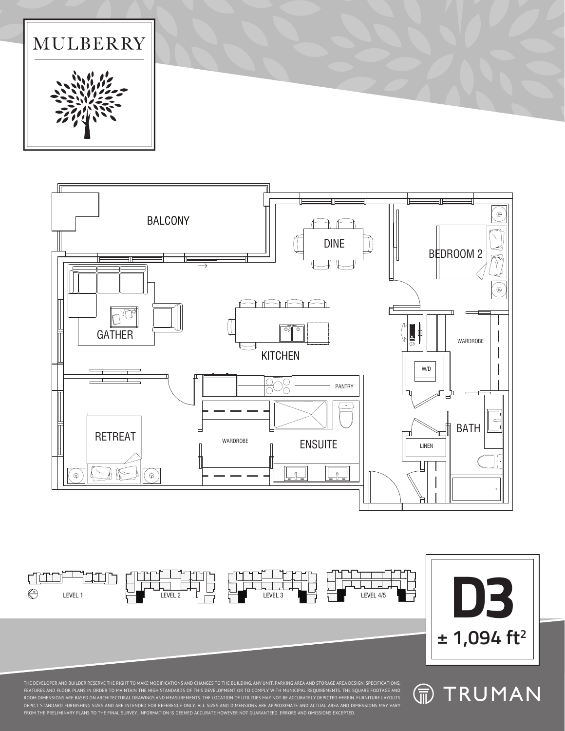# MULBERRY

BALCONY

DINE

BEDROOM 2

GATHER

KITCHEN

WARDROBE

W/D

PANTRY

RETREAT

WARDROBE

ENSUITE

LINEN

BATH

LEVEL 1

LEVEL 2

LEVEL 3

LEVEL 4/5

# D3

**± 1,094 ft$^2$**

THE DEVELOPER AND BUILDER RESERVE THE RIGHT TO MAKE MODIFICATIONS AND CHANGES TO THE BUILDING, ANY UNIT, PARKING AREA AND STORAGE AREA DESIGN, SPECIFICATIONS, FEATURES AND FLOOR PLANS IN ORDER TO MAINTAIN THE HIGH STANDARDS OF THIS DEVELOPMENT OR TO COMPLY WITH MUNICIPAL REQUIREMENTS. THE SQUARE FOOTAGE AND ROOM DIMENSIONS ARE BASED ON ARCHITECTURAL DRAWINGS AND MEASUREMENTS. THE LOCATION OF UTILITIES MAY NOT BE ACCURATELY DEPICTED HEREIN. FURNITURE LAYOUTS DEPICT STANDARD FURNISHING SIZES AND ARE INTENDED FOR REFERENCE ONLY. ALL SIZES AND DIMENSIONS ARE APPROXIMATE AND ACTUAL AREA AND DIMENSIONS MAY VARY FROM THE PRELIMINARY PLANS TO THE FINAL SURVEY. INFORMATION IS DEEMED ACCURATE HOWEVER NOT GUARANTEED. ERRORS AND OMISSIONS EXCEPTED.

TRUMAN